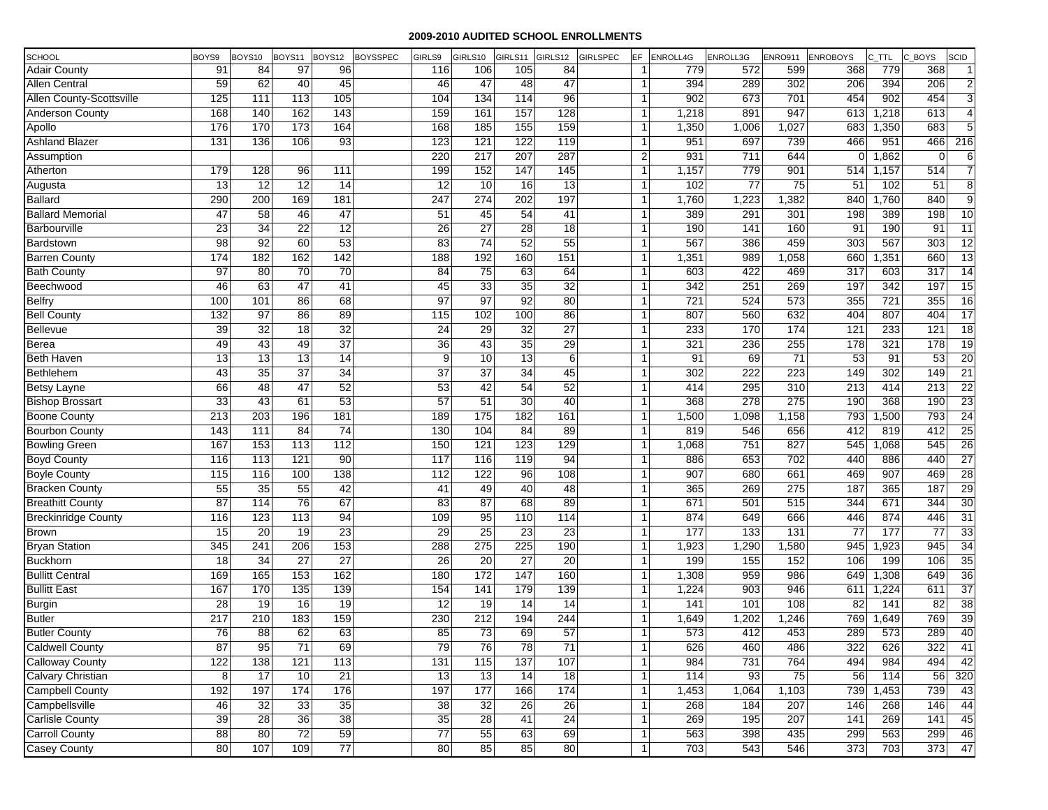## 2009-2010 AUDITED SCHOOL ENROLLMENTS

| SCHOOL | BOYS9 | BOYS10 | BOYS11 | BOYS12 | BOYSSPEC | GIRLS9 | GIRLS10 | GIRLS11 | GIRLS12 | GIRLSPEC | EF | ENROLL4G | ENROLL3G | ENRO911 | ENROBOYS | C_TTL | C_BOYS | SCID |
|---|---|---|---|---|---|---|---|---|---|---|---|---|---|---|---|---|---|---|
| Adair County | 91 | 84 | 97 | 96 | | 116 | 106 | 105 | 84 | | 1 | 779 | 572 | 599 | 368 | 779 | 368 | 1 |
| Allen Central | 59 | 62 | 40 | 45 | | 46 | 47 | 48 | 47 | | 1 | 394 | 289 | 302 | 206 | 394 | 206 | 2 |
| Allen County-Scottsville | 125 | 111 | 113 | 105 | | 104 | 134 | 114 | 96 | | 1 | 902 | 673 | 701 | 454 | 902 | 454 | 3 |
| Anderson County | 168 | 140 | 162 | 143 | | 159 | 161 | 157 | 128 | | 1 | 1,218 | 891 | 947 | 613 | 1,218 | 613 | 4 |
| Apollo | 176 | 170 | 173 | 164 | | 168 | 185 | 155 | 159 | | 1 | 1,350 | 1,006 | 1,027 | 683 | 1,350 | 683 | 5 |
| Ashland Blazer | 131 | 136 | 106 | 93 | | 123 | 121 | 122 | 119 | | 1 | 951 | 697 | 739 | 466 | 951 | 466 | 216 |
| Assumption | | | | | | 220 | 217 | 207 | 287 | | 2 | 931 | 711 | 644 | 0 | 1,862 | 0 | 6 |
| Atherton | 179 | 128 | 96 | 111 | | 199 | 152 | 147 | 145 | | 1 | 1,157 | 779 | 901 | 514 | 1,157 | 514 | 7 |
| Augusta | 13 | 12 | 12 | 14 | | 12 | 10 | 16 | 13 | | 1 | 102 | 77 | 75 | 51 | 102 | 51 | 8 |
| Ballard | 290 | 200 | 169 | 181 | | 247 | 274 | 202 | 197 | | 1 | 1,760 | 1,223 | 1,382 | 840 | 1,760 | 840 | 9 |
| Ballard Memorial | 47 | 58 | 46 | 47 | | 51 | 45 | 54 | 41 | | 1 | 389 | 291 | 301 | 198 | 389 | 198 | 10 |
| Barbourville | 23 | 34 | 22 | 12 | | 26 | 27 | 28 | 18 | | 1 | 190 | 141 | 160 | 91 | 190 | 91 | 11 |
| Bardstown | 98 | 92 | 60 | 53 | | 83 | 74 | 52 | 55 | | 1 | 567 | 386 | 459 | 303 | 567 | 303 | 12 |
| Barren County | 174 | 182 | 162 | 142 | | 188 | 192 | 160 | 151 | | 1 | 1,351 | 989 | 1,058 | 660 | 1,351 | 660 | 13 |
| Bath County | 97 | 80 | 70 | 70 | | 84 | 75 | 63 | 64 | | 1 | 603 | 422 | 469 | 317 | 603 | 317 | 14 |
| Beechwood | 46 | 63 | 47 | 41 | | 45 | 33 | 35 | 32 | | 1 | 342 | 251 | 269 | 197 | 342 | 197 | 15 |
| Belfry | 100 | 101 | 86 | 68 | | 97 | 97 | 92 | 80 | | 1 | 721 | 524 | 573 | 355 | 721 | 355 | 16 |
| Bell County | 132 | 97 | 86 | 89 | | 115 | 102 | 100 | 86 | | 1 | 807 | 560 | 632 | 404 | 807 | 404 | 17 |
| Bellevue | 39 | 32 | 18 | 32 | | 24 | 29 | 32 | 27 | | 1 | 233 | 170 | 174 | 121 | 233 | 121 | 18 |
| Berea | 49 | 43 | 49 | 37 | | 36 | 43 | 35 | 29 | | 1 | 321 | 236 | 255 | 178 | 321 | 178 | 19 |
| Beth Haven | 13 | 13 | 13 | 14 | | 9 | 10 | 13 | 6 | | 1 | 91 | 69 | 71 | 53 | 91 | 53 | 20 |
| Bethlehem | 43 | 35 | 37 | 34 | | 37 | 37 | 34 | 45 | | 1 | 302 | 222 | 223 | 149 | 302 | 149 | 21 |
| Betsy Layne | 66 | 48 | 47 | 52 | | 53 | 42 | 54 | 52 | | 1 | 414 | 295 | 310 | 213 | 414 | 213 | 22 |
| Bishop Brossart | 33 | 43 | 61 | 53 | | 57 | 51 | 30 | 40 | | 1 | 368 | 278 | 275 | 190 | 368 | 190 | 23 |
| Boone County | 213 | 203 | 196 | 181 | | 189 | 175 | 182 | 161 | | 1 | 1,500 | 1,098 | 1,158 | 793 | 1,500 | 793 | 24 |
| Bourbon County | 143 | 111 | 84 | 74 | | 130 | 104 | 84 | 89 | | 1 | 819 | 546 | 656 | 412 | 819 | 412 | 25 |
| Bowling Green | 167 | 153 | 113 | 112 | | 150 | 121 | 123 | 129 | | 1 | 1,068 | 751 | 827 | 545 | 1,068 | 545 | 26 |
| Boyd County | 116 | 113 | 121 | 90 | | 117 | 116 | 119 | 94 | | 1 | 886 | 653 | 702 | 440 | 886 | 440 | 27 |
| Boyle County | 115 | 116 | 100 | 138 | | 112 | 122 | 96 | 108 | | 1 | 907 | 680 | 661 | 469 | 907 | 469 | 28 |
| Bracken County | 55 | 35 | 55 | 42 | | 41 | 49 | 40 | 48 | | 1 | 365 | 269 | 275 | 187 | 365 | 187 | 29 |
| Breathitt County | 87 | 114 | 76 | 67 | | 83 | 87 | 68 | 89 | | 1 | 671 | 501 | 515 | 344 | 671 | 344 | 30 |
| Breckinridge County | 116 | 123 | 113 | 94 | | 109 | 95 | 110 | 114 | | 1 | 874 | 649 | 666 | 446 | 874 | 446 | 31 |
| Brown | 15 | 20 | 19 | 23 | | 29 | 25 | 23 | 23 | | 1 | 177 | 133 | 131 | 77 | 177 | 77 | 33 |
| Bryan Station | 345 | 241 | 206 | 153 | | 288 | 275 | 225 | 190 | | 1 | 1,923 | 1,290 | 1,580 | 945 | 1,923 | 945 | 34 |
| Buckhorn | 18 | 34 | 27 | 27 | | 26 | 20 | 27 | 20 | | 1 | 199 | 155 | 152 | 106 | 199 | 106 | 35 |
| Bullitt Central | 169 | 165 | 153 | 162 | | 180 | 172 | 147 | 160 | | 1 | 1,308 | 959 | 986 | 649 | 1,308 | 649 | 36 |
| Bullitt East | 167 | 170 | 135 | 139 | | 154 | 141 | 179 | 139 | | 1 | 1,224 | 903 | 946 | 611 | 1,224 | 611 | 37 |
| Burgin | 28 | 19 | 16 | 19 | | 12 | 19 | 14 | 14 | | 1 | 141 | 101 | 108 | 82 | 141 | 82 | 38 |
| Butler | 217 | 210 | 183 | 159 | | 230 | 212 | 194 | 244 | | 1 | 1,649 | 1,202 | 1,246 | 769 | 1,649 | 769 | 39 |
| Butler County | 76 | 88 | 62 | 63 | | 85 | 73 | 69 | 57 | | 1 | 573 | 412 | 453 | 289 | 573 | 289 | 40 |
| Caldwell County | 87 | 95 | 71 | 69 | | 79 | 76 | 78 | 71 | | 1 | 626 | 460 | 486 | 322 | 626 | 322 | 41 |
| Calloway County | 122 | 138 | 121 | 113 | | 131 | 115 | 137 | 107 | | 1 | 984 | 731 | 764 | 494 | 984 | 494 | 42 |
| Calvary Christian | 8 | 17 | 10 | 21 | | 13 | 13 | 14 | 18 | | 1 | 114 | 93 | 75 | 56 | 114 | 56 | 320 |
| Campbell County | 192 | 197 | 174 | 176 | | 197 | 177 | 166 | 174 | | 1 | 1,453 | 1,064 | 1,103 | 739 | 1,453 | 739 | 43 |
| Campbellsville | 46 | 32 | 33 | 35 | | 38 | 32 | 26 | 26 | | 1 | 268 | 184 | 207 | 146 | 268 | 146 | 44 |
| Carlisle County | 39 | 28 | 36 | 38 | | 35 | 28 | 41 | 24 | | 1 | 269 | 195 | 207 | 141 | 269 | 141 | 45 |
| Carroll County | 88 | 80 | 72 | 59 | | 77 | 55 | 63 | 69 | | 1 | 563 | 398 | 435 | 299 | 563 | 299 | 46 |
| Casey County | 80 | 107 | 109 | 77 | | 80 | 85 | 85 | 80 | | 1 | 703 | 543 | 546 | 373 | 703 | 373 | 47 |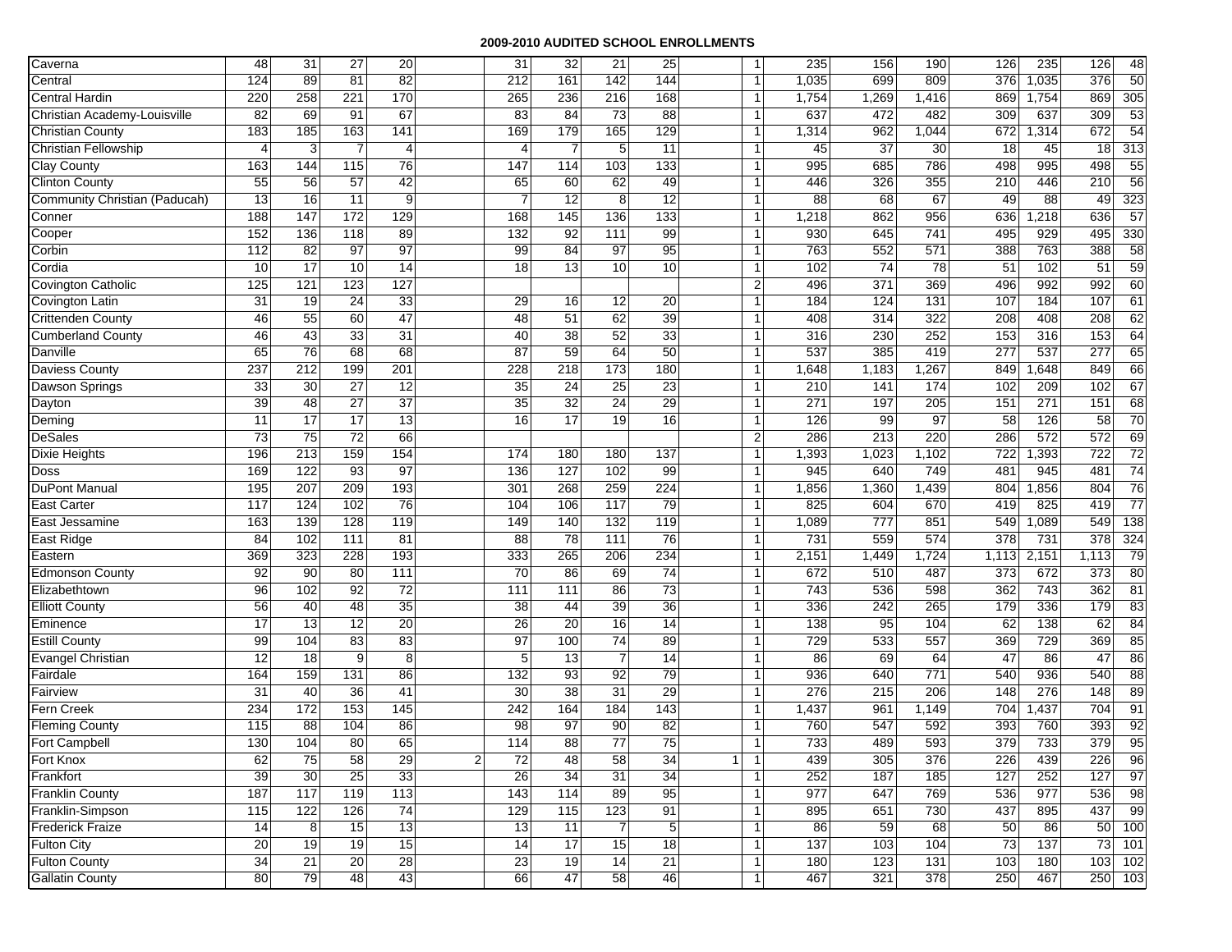# 2009-2010 AUDITED SCHOOL ENROLLMENTS

| | | | | | | | | | | | | | | | | | | |
|---|---|---|---|---|---|---|---|---|---|---|---|---|---|---|---|---|---|---|
| Caverna | 48 | 31 | 27 | 20 | | 31 | 32 | 21 | 25 | | 1 | 235 | 156 | 190 | 126 | 235 | 126 | 48 |
| Central | 124 | 89 | 81 | 82 | | 212 | 161 | 142 | 144 | | 1 | 1,035 | 699 | 809 | 376 | 1,035 | 376 | 50 |
| Central Hardin | 220 | 258 | 221 | 170 | | 265 | 236 | 216 | 168 | | 1 | 1,754 | 1,269 | 1,416 | 869 | 1,754 | 869 | 305 |
| Christian Academy-Louisville | 82 | 69 | 91 | 67 | | 83 | 84 | 73 | 88 | | 1 | 637 | 472 | 482 | 309 | 637 | 309 | 53 |
| Christian County | 183 | 185 | 163 | 141 | | 169 | 179 | 165 | 129 | | 1 | 1,314 | 962 | 1,044 | 672 | 1,314 | 672 | 54 |
| Christian Fellowship | 4 | 3 | 7 | 4 | | 4 | 7 | 5 | 11 | | 1 | 45 | 37 | 30 | 18 | 45 | 18 | 313 |
| Clay County | 163 | 144 | 115 | 76 | | 147 | 114 | 103 | 133 | | 1 | 995 | 685 | 786 | 498 | 995 | 498 | 55 |
| Clinton County | 55 | 56 | 57 | 42 | | 65 | 60 | 62 | 49 | | 1 | 446 | 326 | 355 | 210 | 446 | 210 | 56 |
| Community Christian (Paducah) | 13 | 16 | 11 | 9 | | 7 | 12 | 8 | 12 | | 1 | 88 | 68 | 67 | 49 | 88 | 49 | 323 |
| Conner | 188 | 147 | 172 | 129 | | 168 | 145 | 136 | 133 | | 1 | 1,218 | 862 | 956 | 636 | 1,218 | 636 | 57 |
| Cooper | 152 | 136 | 118 | 89 | | 132 | 92 | 111 | 99 | | 1 | 930 | 645 | 741 | 495 | 929 | 495 | 330 |
| Corbin | 112 | 82 | 97 | 97 | | 99 | 84 | 97 | 95 | | 1 | 763 | 552 | 571 | 388 | 763 | 388 | 58 |
| Cordia | 10 | 17 | 10 | 14 | | 18 | 13 | 10 | 10 | | 1 | 102 | 74 | 78 | 51 | 102 | 51 | 59 |
| Covington Catholic | 125 | 121 | 123 | 127 | | | | | | | 2 | 496 | 371 | 369 | 496 | 992 | 992 | 60 |
| Covington Latin | 31 | 19 | 24 | 33 | | 29 | 16 | 12 | 20 | | 1 | 184 | 124 | 131 | 107 | 184 | 107 | 61 |
| Crittenden County | 46 | 55 | 60 | 47 | | 48 | 51 | 62 | 39 | | 1 | 408 | 314 | 322 | 208 | 408 | 208 | 62 |
| Cumberland County | 46 | 43 | 33 | 31 | | 40 | 38 | 52 | 33 | | 1 | 316 | 230 | 252 | 153 | 316 | 153 | 64 |
| Danville | 65 | 76 | 68 | 68 | | 87 | 59 | 64 | 50 | | 1 | 537 | 385 | 419 | 277 | 537 | 277 | 65 |
| Daviess County | 237 | 212 | 199 | 201 | | 228 | 218 | 173 | 180 | | 1 | 1,648 | 1,183 | 1,267 | 849 | 1,648 | 849 | 66 |
| Dawson Springs | 33 | 30 | 27 | 12 | | 35 | 24 | 25 | 23 | | 1 | 210 | 141 | 174 | 102 | 209 | 102 | 67 |
| Dayton | 39 | 48 | 27 | 37 | | 35 | 32 | 24 | 29 | | 1 | 271 | 197 | 205 | 151 | 271 | 151 | 68 |
| Deming | 11 | 17 | 17 | 13 | | 16 | 17 | 19 | 16 | | 1 | 126 | 99 | 97 | 58 | 126 | 58 | 70 |
| DeSales | 73 | 75 | 72 | 66 | | | | | | | 2 | 286 | 213 | 220 | 286 | 572 | 572 | 69 |
| Dixie Heights | 196 | 213 | 159 | 154 | | 174 | 180 | 180 | 137 | | 1 | 1,393 | 1,023 | 1,102 | 722 | 1,393 | 722 | 72 |
| Doss | 169 | 122 | 93 | 97 | | 136 | 127 | 102 | 99 | | 1 | 945 | 640 | 749 | 481 | 945 | 481 | 74 |
| DuPont Manual | 195 | 207 | 209 | 193 | | 301 | 268 | 259 | 224 | | 1 | 1,856 | 1,360 | 1,439 | 804 | 1,856 | 804 | 76 |
| East Carter | 117 | 124 | 102 | 76 | | 104 | 106 | 117 | 79 | | 1 | 825 | 604 | 670 | 419 | 825 | 419 | 77 |
| East Jessamine | 163 | 139 | 128 | 119 | | 149 | 140 | 132 | 119 | | 1 | 1,089 | 777 | 851 | 549 | 1,089 | 549 | 138 |
| East Ridge | 84 | 102 | 111 | 81 | | 88 | 78 | 111 | 76 | | 1 | 731 | 559 | 574 | 378 | 731 | 378 | 324 |
| Eastern | 369 | 323 | 228 | 193 | | 333 | 265 | 206 | 234 | | 1 | 2,151 | 1,449 | 1,724 | 1,113 | 2,151 | 1,113 | 79 |
| Edmonson County | 92 | 90 | 80 | 111 | | 70 | 86 | 69 | 74 | | 1 | 672 | 510 | 487 | 373 | 672 | 373 | 80 |
| Elizabethtown | 96 | 102 | 92 | 72 | | 111 | 111 | 86 | 73 | | 1 | 743 | 536 | 598 | 362 | 743 | 362 | 81 |
| Elliott County | 56 | 40 | 48 | 35 | | 38 | 44 | 39 | 36 | | 1 | 336 | 242 | 265 | 179 | 336 | 179 | 83 |
| Eminence | 17 | 13 | 12 | 20 | | 26 | 20 | 16 | 14 | | 1 | 138 | 95 | 104 | 62 | 138 | 62 | 84 |
| Estill County | 99 | 104 | 83 | 83 | | 97 | 100 | 74 | 89 | | 1 | 729 | 533 | 557 | 369 | 729 | 369 | 85 |
| Evangel Christian | 12 | 18 | 9 | 8 | | 5 | 13 | 7 | 14 | | 1 | 86 | 69 | 64 | 47 | 86 | 47 | 86 |
| Fairdale | 164 | 159 | 131 | 86 | | 132 | 93 | 92 | 79 | | 1 | 936 | 640 | 771 | 540 | 936 | 540 | 88 |
| Fairview | 31 | 40 | 36 | 41 | | 30 | 38 | 31 | 29 | | 1 | 276 | 215 | 206 | 148 | 276 | 148 | 89 |
| Fern Creek | 234 | 172 | 153 | 145 | | 242 | 164 | 184 | 143 | | 1 | 1,437 | 961 | 1,149 | 704 | 1,437 | 704 | 91 |
| Fleming County | 115 | 88 | 104 | 86 | | 98 | 97 | 90 | 82 | | 1 | 760 | 547 | 592 | 393 | 760 | 393 | 92 |
| Fort Campbell | 130 | 104 | 80 | 65 | | 114 | 88 | 77 | 75 | | 1 | 733 | 489 | 593 | 379 | 733 | 379 | 95 |
| Fort Knox | 62 | 75 | 58 | 29 | 2 | 72 | 48 | 58 | 34 | 1 | 1 | 439 | 305 | 376 | 226 | 439 | 226 | 96 |
| Frankfort | 39 | 30 | 25 | 33 | | 26 | 34 | 31 | 34 | | 1 | 252 | 187 | 185 | 127 | 252 | 127 | 97 |
| Franklin County | 187 | 117 | 119 | 113 | | 143 | 114 | 89 | 95 | | 1 | 977 | 647 | 769 | 536 | 977 | 536 | 98 |
| Franklin-Simpson | 115 | 122 | 126 | 74 | | 129 | 115 | 123 | 91 | | 1 | 895 | 651 | 730 | 437 | 895 | 437 | 99 |
| Frederick Fraize | 14 | 8 | 15 | 13 | | 13 | 11 | 7 | 5 | | 1 | 86 | 59 | 68 | 50 | 86 | 50 | 100 |
| Fulton City | 20 | 19 | 19 | 15 | | 14 | 17 | 15 | 18 | | 1 | 137 | 103 | 104 | 73 | 137 | 73 | 101 |
| Fulton County | 34 | 21 | 20 | 28 | | 23 | 19 | 14 | 21 | | 1 | 180 | 123 | 131 | 103 | 180 | 103 | 102 |
| Gallatin County | 80 | 79 | 48 | 43 | | 66 | 47 | 58 | 46 | | 1 | 467 | 321 | 378 | 250 | 467 | 250 | 103 |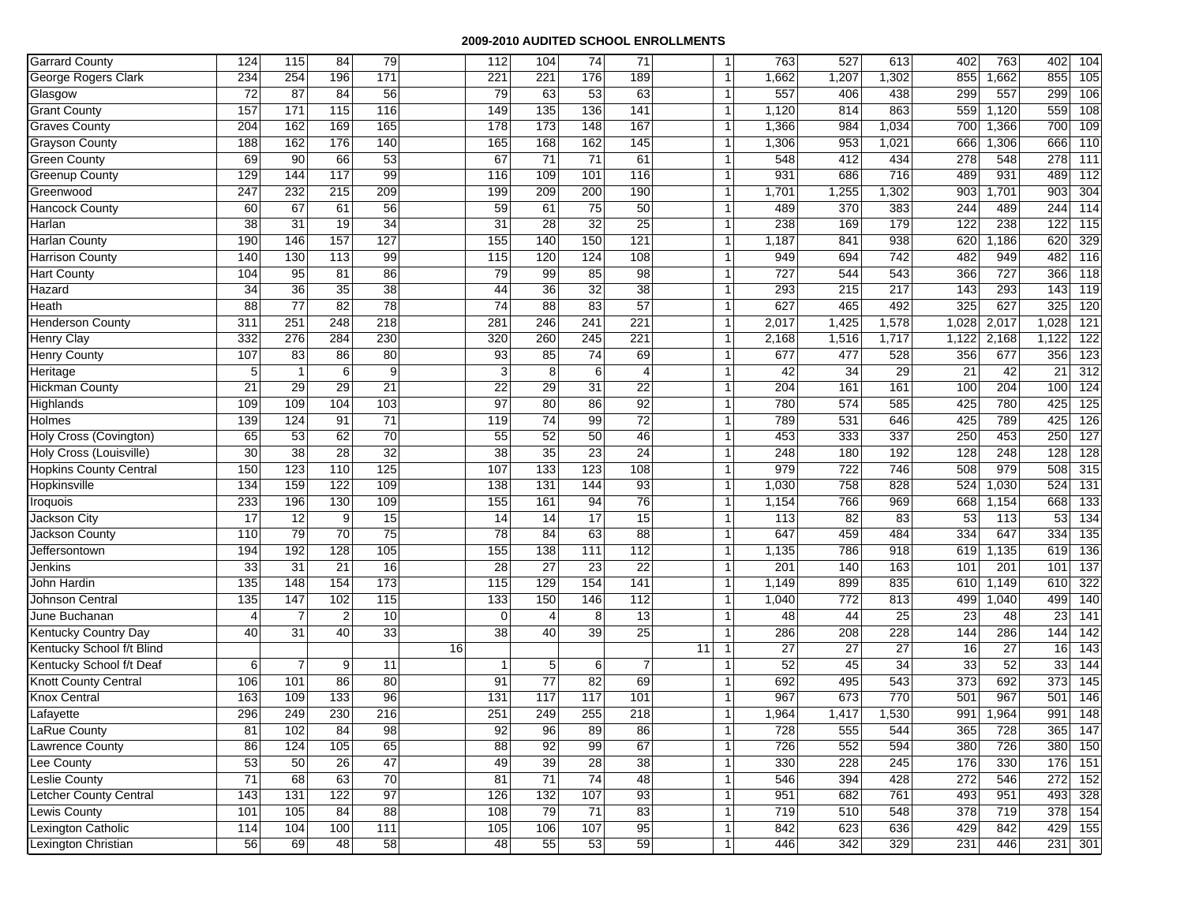# 2009-2010 AUDITED SCHOOL ENROLLMENTS

| | | | | | | | | | | | | | | | | | | |
|---|---|---|---|---|---|---|---|---|---|---|---|---|---|---|---|---|---|---|
| Garrard County | 124 | 115 | 84 | 79 | | 112 | 104 | 74 | 71 | | 1 | 763 | 527 | 613 | 402 | 763 | 402 | 104 |
| George Rogers Clark | 234 | 254 | 196 | 171 | | 221 | 221 | 176 | 189 | | 1 | 1,662 | 1,207 | 1,302 | 855 | 1,662 | 855 | 105 |
| Glasgow | 72 | 87 | 84 | 56 | | 79 | 63 | 53 | 63 | | 1 | 557 | 406 | 438 | 299 | 557 | 299 | 106 |
| Grant County | 157 | 171 | 115 | 116 | | 149 | 135 | 136 | 141 | | 1 | 1,120 | 814 | 863 | 559 | 1,120 | 559 | 108 |
| Graves County | 204 | 162 | 169 | 165 | | 178 | 173 | 148 | 167 | | 1 | 1,366 | 984 | 1,034 | 700 | 1,366 | 700 | 109 |
| Grayson County | 188 | 162 | 176 | 140 | | 165 | 168 | 162 | 145 | | 1 | 1,306 | 953 | 1,021 | 666 | 1,306 | 666 | 110 |
| Green County | 69 | 90 | 66 | 53 | | 67 | 71 | 71 | 61 | | 1 | 548 | 412 | 434 | 278 | 548 | 278 | 111 |
| Greenup County | 129 | 144 | 117 | 99 | | 116 | 109 | 101 | 116 | | 1 | 931 | 686 | 716 | 489 | 931 | 489 | 112 |
| Greenwood | 247 | 232 | 215 | 209 | | 199 | 209 | 200 | 190 | | 1 | 1,701 | 1,255 | 1,302 | 903 | 1,701 | 903 | 304 |
| Hancock County | 60 | 67 | 61 | 56 | | 59 | 61 | 75 | 50 | | 1 | 489 | 370 | 383 | 244 | 489 | 244 | 114 |
| Harlan | 38 | 31 | 19 | 34 | | 31 | 28 | 32 | 25 | | 1 | 238 | 169 | 179 | 122 | 238 | 122 | 115 |
| Harlan County | 190 | 146 | 157 | 127 | | 155 | 140 | 150 | 121 | | 1 | 1,187 | 841 | 938 | 620 | 1,186 | 620 | 329 |
| Harrison County | 140 | 130 | 113 | 99 | | 115 | 120 | 124 | 108 | | 1 | 949 | 694 | 742 | 482 | 949 | 482 | 116 |
| Hart County | 104 | 95 | 81 | 86 | | 79 | 99 | 85 | 98 | | 1 | 727 | 544 | 543 | 366 | 727 | 366 | 118 |
| Hazard | 34 | 36 | 35 | 38 | | 44 | 36 | 32 | 38 | | 1 | 293 | 215 | 217 | 143 | 293 | 143 | 119 |
| Heath | 88 | 77 | 82 | 78 | | 74 | 88 | 83 | 57 | | 1 | 627 | 465 | 492 | 325 | 627 | 325 | 120 |
| Henderson County | 311 | 251 | 248 | 218 | | 281 | 246 | 241 | 221 | | 1 | 2,017 | 1,425 | 1,578 | 1,028 | 2,017 | 1,028 | 121 |
| Henry Clay | 332 | 276 | 284 | 230 | | 320 | 260 | 245 | 221 | | 1 | 2,168 | 1,516 | 1,717 | 1,122 | 2,168 | 1,122 | 122 |
| Henry County | 107 | 83 | 86 | 80 | | 93 | 85 | 74 | 69 | | 1 | 677 | 477 | 528 | 356 | 677 | 356 | 123 |
| Heritage | 5 | 1 | 6 | 9 | | 3 | 8 | 6 | 4 | | 1 | 42 | 34 | 29 | 21 | 42 | 21 | 312 |
| Hickman County | 21 | 29 | 29 | 21 | | 22 | 29 | 31 | 22 | | 1 | 204 | 161 | 161 | 100 | 204 | 100 | 124 |
| Highlands | 109 | 109 | 104 | 103 | | 97 | 80 | 86 | 92 | | 1 | 780 | 574 | 585 | 425 | 780 | 425 | 125 |
| Holmes | 139 | 124 | 91 | 71 | | 119 | 74 | 99 | 72 | | 1 | 789 | 531 | 646 | 425 | 789 | 425 | 126 |
| Holy Cross (Covington) | 65 | 53 | 62 | 70 | | 55 | 52 | 50 | 46 | | 1 | 453 | 333 | 337 | 250 | 453 | 250 | 127 |
| Holy Cross (Louisville) | 30 | 38 | 28 | 32 | | 38 | 35 | 23 | 24 | | 1 | 248 | 180 | 192 | 128 | 248 | 128 | 128 |
| Hopkins County Central | 150 | 123 | 110 | 125 | | 107 | 133 | 123 | 108 | | 1 | 979 | 722 | 746 | 508 | 979 | 508 | 315 |
| Hopkinsville | 134 | 159 | 122 | 109 | | 138 | 131 | 144 | 93 | | 1 | 1,030 | 758 | 828 | 524 | 1,030 | 524 | 131 |
| Iroquois | 233 | 196 | 130 | 109 | | 155 | 161 | 94 | 76 | | 1 | 1,154 | 766 | 969 | 668 | 1,154 | 668 | 133 |
| Jackson City | 17 | 12 | 9 | 15 | | 14 | 14 | 17 | 15 | | 1 | 113 | 82 | 83 | 53 | 113 | 53 | 134 |
| Jackson County | 110 | 79 | 70 | 75 | | 78 | 84 | 63 | 88 | | 1 | 647 | 459 | 484 | 334 | 647 | 334 | 135 |
| Jeffersontown | 194 | 192 | 128 | 105 | | 155 | 138 | 111 | 112 | | 1 | 1,135 | 786 | 918 | 619 | 1,135 | 619 | 136 |
| Jenkins | 33 | 31 | 21 | 16 | | 28 | 27 | 23 | 22 | | 1 | 201 | 140 | 163 | 101 | 201 | 101 | 137 |
| John Hardin | 135 | 148 | 154 | 173 | | 115 | 129 | 154 | 141 | | 1 | 1,149 | 899 | 835 | 610 | 1,149 | 610 | 322 |
| Johnson Central | 135 | 147 | 102 | 115 | | 133 | 150 | 146 | 112 | | 1 | 1,040 | 772 | 813 | 499 | 1,040 | 499 | 140 |
| June Buchanan | 4 | 7 | 2 | 10 | | 0 | 4 | 8 | 13 | | 1 | 48 | 44 | 25 | 23 | 48 | 23 | 141 |
| Kentucky Country Day | 40 | 31 | 40 | 33 | | 38 | 40 | 39 | 25 | | 1 | 286 | 208 | 228 | 144 | 286 | 144 | 142 |
| Kentucky School f/t Blind | | | | | 16 | | | | | 11 | 1 | 27 | 27 | 27 | 16 | 27 | 16 | 143 |
| Kentucky School f/t Deaf | 6 | 7 | 9 | 11 | | 1 | 5 | 6 | 7 | | 1 | 52 | 45 | 34 | 33 | 52 | 33 | 144 |
| Knott County Central | 106 | 101 | 86 | 80 | | 91 | 77 | 82 | 69 | | 1 | 692 | 495 | 543 | 373 | 692 | 373 | 145 |
| Knox Central | 163 | 109 | 133 | 96 | | 131 | 117 | 117 | 101 | | 1 | 967 | 673 | 770 | 501 | 967 | 501 | 146 |
| Lafayette | 296 | 249 | 230 | 216 | | 251 | 249 | 255 | 218 | | 1 | 1,964 | 1,417 | 1,530 | 991 | 1,964 | 991 | 148 |
| LaRue County | 81 | 102 | 84 | 98 | | 92 | 96 | 89 | 86 | | 1 | 728 | 555 | 544 | 365 | 728 | 365 | 147 |
| Lawrence County | 86 | 124 | 105 | 65 | | 88 | 92 | 99 | 67 | | 1 | 726 | 552 | 594 | 380 | 726 | 380 | 150 |
| Lee County | 53 | 50 | 26 | 47 | | 49 | 39 | 28 | 38 | | 1 | 330 | 228 | 245 | 176 | 330 | 176 | 151 |
| Leslie County | 71 | 68 | 63 | 70 | | 81 | 71 | 74 | 48 | | 1 | 546 | 394 | 428 | 272 | 546 | 272 | 152 |
| Letcher County Central | 143 | 131 | 122 | 97 | | 126 | 132 | 107 | 93 | | 1 | 951 | 682 | 761 | 493 | 951 | 493 | 328 |
| Lewis County | 101 | 105 | 84 | 88 | | 108 | 79 | 71 | 83 | | 1 | 719 | 510 | 548 | 378 | 719 | 378 | 154 |
| Lexington Catholic | 114 | 104 | 100 | 111 | | 105 | 106 | 107 | 95 | | 1 | 842 | 623 | 636 | 429 | 842 | 429 | 155 |
| Lexington Christian | 56 | 69 | 48 | 58 | | 48 | 55 | 53 | 59 | | 1 | 446 | 342 | 329 | 231 | 446 | 231 | 301 |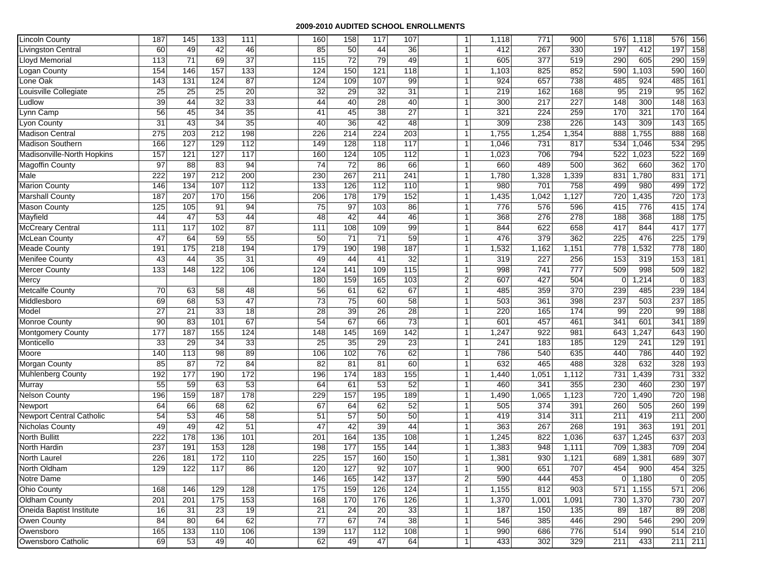# 2009-2010 AUDITED SCHOOL ENROLLMENTS

| | | | | | | | | | | | | | | | | | | |
|---|---|---|---|---|---|---|---|---|---|---|---|---|---|---|---|---|---|---|
| Lincoln County | 187 | 145 | 133 | 111 | 160 | 158 | 117 | 107 | 1 | 1,118 | 771 | 900 | 576 | 1,118 | 576 | 156 |
| Livingston Central | 60 | 49 | 42 | 46 | 85 | 50 | 44 | 36 | 1 | 412 | 267 | 330 | 197 | 412 | 197 | 158 |
| Lloyd Memorial | 113 | 71 | 69 | 37 | 115 | 72 | 79 | 49 | 1 | 605 | 377 | 519 | 290 | 605 | 290 | 159 |
| Logan County | 154 | 146 | 157 | 133 | 124 | 150 | 121 | 118 | 1 | 1,103 | 825 | 852 | 590 | 1,103 | 590 | 160 |
| Lone Oak | 143 | 131 | 124 | 87 | 124 | 109 | 107 | 99 | 1 | 924 | 657 | 738 | 485 | 924 | 485 | 161 |
| Louisville Collegiate | 25 | 25 | 25 | 20 | 32 | 29 | 32 | 31 | 1 | 219 | 162 | 168 | 95 | 219 | 95 | 162 |
| Ludlow | 39 | 44 | 32 | 33 | 44 | 40 | 28 | 40 | 1 | 300 | 217 | 227 | 148 | 300 | 148 | 163 |
| Lynn Camp | 56 | 45 | 34 | 35 | 41 | 45 | 38 | 27 | 1 | 321 | 224 | 259 | 170 | 321 | 170 | 164 |
| Lyon County | 31 | 43 | 34 | 35 | 40 | 36 | 42 | 48 | 1 | 309 | 238 | 226 | 143 | 309 | 143 | 165 |
| Madison Central | 275 | 203 | 212 | 198 | 226 | 214 | 224 | 203 | 1 | 1,755 | 1,254 | 1,354 | 888 | 1,755 | 888 | 168 |
| Madison Southern | 166 | 127 | 129 | 112 | 149 | 128 | 118 | 117 | 1 | 1,046 | 731 | 817 | 534 | 1,046 | 534 | 295 |
| Madisonville-North Hopkins | 157 | 121 | 127 | 117 | 160 | 124 | 105 | 112 | 1 | 1,023 | 706 | 794 | 522 | 1,023 | 522 | 169 |
| Magoffin County | 97 | 88 | 83 | 94 | 74 | 72 | 86 | 66 | 1 | 660 | 489 | 500 | 362 | 660 | 362 | 170 |
| Male | 222 | 197 | 212 | 200 | 230 | 267 | 211 | 241 | 1 | 1,780 | 1,328 | 1,339 | 831 | 1,780 | 831 | 171 |
| Marion County | 146 | 134 | 107 | 112 | 133 | 126 | 112 | 110 | 1 | 980 | 701 | 758 | 499 | 980 | 499 | 172 |
| Marshall County | 187 | 207 | 170 | 156 | 206 | 178 | 179 | 152 | 1 | 1,435 | 1,042 | 1,127 | 720 | 1,435 | 720 | 173 |
| Mason County | 125 | 105 | 91 | 94 | 75 | 97 | 103 | 86 | 1 | 776 | 576 | 596 | 415 | 776 | 415 | 174 |
| Mayfield | 44 | 47 | 53 | 44 | 48 | 42 | 44 | 46 | 1 | 368 | 276 | 278 | 188 | 368 | 188 | 175 |
| McCreary Central | 111 | 117 | 102 | 87 | 111 | 108 | 109 | 99 | 1 | 844 | 622 | 658 | 417 | 844 | 417 | 177 |
| McLean County | 47 | 64 | 59 | 55 | 50 | 71 | 71 | 59 | 1 | 476 | 379 | 362 | 225 | 476 | 225 | 179 |
| Meade County | 191 | 175 | 218 | 194 | 179 | 190 | 198 | 187 | 1 | 1,532 | 1,162 | 1,151 | 778 | 1,532 | 778 | 180 |
| Menifee County | 43 | 44 | 35 | 31 | 49 | 44 | 41 | 32 | 1 | 319 | 227 | 256 | 153 | 319 | 153 | 181 |
| Mercer County | 133 | 148 | 122 | 106 | 124 | 141 | 109 | 115 | 1 | 998 | 741 | 777 | 509 | 998 | 509 | 182 |
| Mercy | | | | | 180 | 159 | 165 | 103 | 2 | 607 | 427 | 504 | 0 | 1,214 | 0 | 183 |
| Metcalfe County | 70 | 63 | 58 | 48 | 56 | 61 | 62 | 67 | 1 | 485 | 359 | 370 | 239 | 485 | 239 | 184 |
| Middlesboro | 69 | 68 | 53 | 47 | 73 | 75 | 60 | 58 | 1 | 503 | 361 | 398 | 237 | 503 | 237 | 185 |
| Model | 27 | 21 | 33 | 18 | 28 | 39 | 26 | 28 | 1 | 220 | 165 | 174 | 99 | 220 | 99 | 188 |
| Monroe County | 90 | 83 | 101 | 67 | 54 | 67 | 66 | 73 | 1 | 601 | 457 | 461 | 341 | 601 | 341 | 189 |
| Montgomery County | 177 | 187 | 155 | 124 | 148 | 145 | 169 | 142 | 1 | 1,247 | 922 | 981 | 643 | 1,247 | 643 | 190 |
| Monticello | 33 | 29 | 34 | 33 | 25 | 35 | 29 | 23 | 1 | 241 | 183 | 185 | 129 | 241 | 129 | 191 |
| Moore | 140 | 113 | 98 | 89 | 106 | 102 | 76 | 62 | 1 | 786 | 540 | 635 | 440 | 786 | 440 | 192 |
| Morgan County | 85 | 87 | 72 | 84 | 82 | 81 | 81 | 60 | 1 | 632 | 465 | 488 | 328 | 632 | 328 | 193 |
| Muhlenberg County | 192 | 177 | 190 | 172 | 196 | 174 | 183 | 155 | 1 | 1,440 | 1,051 | 1,112 | 731 | 1,439 | 731 | 332 |
| Murray | 55 | 59 | 63 | 53 | 64 | 61 | 53 | 52 | 1 | 460 | 341 | 355 | 230 | 460 | 230 | 197 |
| Nelson County | 196 | 159 | 187 | 178 | 229 | 157 | 195 | 189 | 1 | 1,490 | 1,065 | 1,123 | 720 | 1,490 | 720 | 198 |
| Newport | 64 | 66 | 68 | 62 | 67 | 64 | 62 | 52 | 1 | 505 | 374 | 391 | 260 | 505 | 260 | 199 |
| Newport Central Catholic | 54 | 53 | 46 | 58 | 51 | 57 | 50 | 50 | 1 | 419 | 314 | 311 | 211 | 419 | 211 | 200 |
| Nicholas County | 49 | 49 | 42 | 51 | 47 | 42 | 39 | 44 | 1 | 363 | 267 | 268 | 191 | 363 | 191 | 201 |
| North Bullitt | 222 | 178 | 136 | 101 | 201 | 164 | 135 | 108 | 1 | 1,245 | 822 | 1,036 | 637 | 1,245 | 637 | 203 |
| North Hardin | 237 | 191 | 153 | 128 | 198 | 177 | 155 | 144 | 1 | 1,383 | 948 | 1,111 | 709 | 1,383 | 709 | 204 |
| North Laurel | 226 | 181 | 172 | 110 | 225 | 157 | 160 | 150 | 1 | 1,381 | 930 | 1,121 | 689 | 1,381 | 689 | 307 |
| North Oldham | 129 | 122 | 117 | 86 | 120 | 127 | 92 | 107 | 1 | 900 | 651 | 707 | 454 | 900 | 454 | 325 |
| Notre Dame | | | | | 146 | 165 | 142 | 137 | 2 | 590 | 444 | 453 | 0 | 1,180 | 0 | 205 |
| Ohio County | 168 | 146 | 129 | 128 | 175 | 159 | 126 | 124 | 1 | 1,155 | 812 | 903 | 571 | 1,155 | 571 | 206 |
| Oldham County | 201 | 201 | 175 | 153 | 168 | 170 | 176 | 126 | 1 | 1,370 | 1,001 | 1,091 | 730 | 1,370 | 730 | 207 |
| Oneida Baptist Institute | 16 | 31 | 23 | 19 | 21 | 24 | 20 | 33 | 1 | 187 | 150 | 135 | 89 | 187 | 89 | 208 |
| Owen County | 84 | 80 | 64 | 62 | 77 | 67 | 74 | 38 | 1 | 546 | 385 | 446 | 290 | 546 | 290 | 209 |
| Owensboro | 165 | 133 | 110 | 106 | 139 | 117 | 112 | 108 | 1 | 990 | 686 | 776 | 514 | 990 | 514 | 210 |
| Owensboro Catholic | 69 | 53 | 49 | 40 | 62 | 49 | 47 | 64 | 1 | 433 | 302 | 329 | 211 | 433 | 211 | 211 |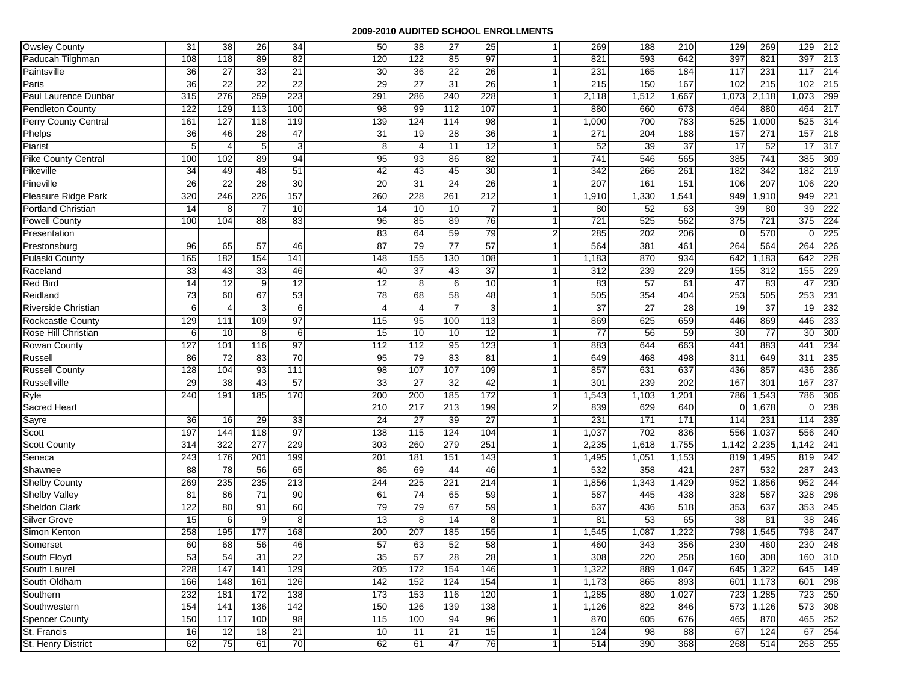# 2009-2010 AUDITED SCHOOL ENROLLMENTS

| | | | | | | | | | | | | | | | | | | | |
|---|---|---|---|---|---|---|---|---|---|---|---|---|---|---|---|---|---|---|---|
| Owsley County | 31 | 38 | 26 | 34 | | 50 | 38 | 27 | 25 | | 1 | 269 | 188 | 210 | 129 | 269 | 129 | 212 |
| Paducah Tilghman | 108 | 118 | 89 | 82 | | 120 | 122 | 85 | 97 | | 1 | 821 | 593 | 642 | 397 | 821 | 397 | 213 |
| Paintsville | 36 | 27 | 33 | 21 | | 30 | 36 | 22 | 26 | | 1 | 231 | 165 | 184 | 117 | 231 | 117 | 214 |
| Paris | 36 | 22 | 22 | 22 | | 29 | 27 | 31 | 26 | | 1 | 215 | 150 | 167 | 102 | 215 | 102 | 215 |
| Paul Laurence Dunbar | 315 | 276 | 259 | 223 | | 291 | 286 | 240 | 228 | | 1 | 2,118 | 1,512 | 1,667 | 1,073 | 2,118 | 1,073 | 299 |
| Pendleton County | 122 | 129 | 113 | 100 | | 98 | 99 | 112 | 107 | | 1 | 880 | 660 | 673 | 464 | 880 | 464 | 217 |
| Perry County Central | 161 | 127 | 118 | 119 | | 139 | 124 | 114 | 98 | | 1 | 1,000 | 700 | 783 | 525 | 1,000 | 525 | 314 |
| Phelps | 36 | 46 | 28 | 47 | | 31 | 19 | 28 | 36 | | 1 | 271 | 204 | 188 | 157 | 271 | 157 | 218 |
| Piarist | 5 | 4 | 5 | 3 | | 8 | 4 | 11 | 12 | | 1 | 52 | 39 | 37 | 17 | 52 | 17 | 317 |
| Pike County Central | 100 | 102 | 89 | 94 | | 95 | 93 | 86 | 82 | | 1 | 741 | 546 | 565 | 385 | 741 | 385 | 309 |
| Pikeville | 34 | 49 | 48 | 51 | | 42 | 43 | 45 | 30 | | 1 | 342 | 266 | 261 | 182 | 342 | 182 | 219 |
| Pineville | 26 | 22 | 28 | 30 | | 20 | 31 | 24 | 26 | | 1 | 207 | 161 | 151 | 106 | 207 | 106 | 220 |
| Pleasure Ridge Park | 320 | 246 | 226 | 157 | | 260 | 228 | 261 | 212 | | 1 | 1,910 | 1,330 | 1,541 | 949 | 1,910 | 949 | 221 |
| Portland Christian | 14 | 8 | 7 | 10 | | 14 | 10 | 10 | 7 | | 1 | 80 | 52 | 63 | 39 | 80 | 39 | 222 |
| Powell County | 100 | 104 | 88 | 83 | | 96 | 85 | 89 | 76 | | 1 | 721 | 525 | 562 | 375 | 721 | 375 | 224 |
| Presentation | | | | | | 83 | 64 | 59 | 79 | | 2 | 285 | 202 | 206 | 0 | 570 | 0 | 225 |
| Prestonsburg | 96 | 65 | 57 | 46 | | 87 | 79 | 77 | 57 | | 1 | 564 | 381 | 461 | 264 | 564 | 264 | 226 |
| Pulaski County | 165 | 182 | 154 | 141 | | 148 | 155 | 130 | 108 | | 1 | 1,183 | 870 | 934 | 642 | 1,183 | 642 | 228 |
| Raceland | 33 | 43 | 33 | 46 | | 40 | 37 | 43 | 37 | | 1 | 312 | 239 | 229 | 155 | 312 | 155 | 229 |
| Red Bird | 14 | 12 | 9 | 12 | | 12 | 8 | 6 | 10 | | 1 | 83 | 57 | 61 | 47 | 83 | 47 | 230 |
| Reidland | 73 | 60 | 67 | 53 | | 78 | 68 | 58 | 48 | | 1 | 505 | 354 | 404 | 253 | 505 | 253 | 231 |
| Riverside Christian | 6 | 4 | 3 | 6 | | 4 | 4 | 7 | 3 | | 1 | 37 | 27 | 28 | 19 | 37 | 19 | 232 |
| Rockcastle County | 129 | 111 | 109 | 97 | | 115 | 95 | 100 | 113 | | 1 | 869 | 625 | 659 | 446 | 869 | 446 | 233 |
| Rose Hill Christian | 6 | 10 | 8 | 6 | | 15 | 10 | 10 | 12 | | 1 | 77 | 56 | 59 | 30 | 77 | 30 | 300 |
| Rowan County | 127 | 101 | 116 | 97 | | 112 | 112 | 95 | 123 | | 1 | 883 | 644 | 663 | 441 | 883 | 441 | 234 |
| Russell | 86 | 72 | 83 | 70 | | 95 | 79 | 83 | 81 | | 1 | 649 | 468 | 498 | 311 | 649 | 311 | 235 |
| Russell County | 128 | 104 | 93 | 111 | | 98 | 107 | 107 | 109 | | 1 | 857 | 631 | 637 | 436 | 857 | 436 | 236 |
| Russellville | 29 | 38 | 43 | 57 | | 33 | 27 | 32 | 42 | | 1 | 301 | 239 | 202 | 167 | 301 | 167 | 237 |
| Ryle | 240 | 191 | 185 | 170 | | 200 | 200 | 185 | 172 | | 1 | 1,543 | 1,103 | 1,201 | 786 | 1,543 | 786 | 306 |
| Sacred Heart | | | | | | 210 | 217 | 213 | 199 | | 2 | 839 | 629 | 640 | 0 | 1,678 | 0 | 238 |
| Sayre | 36 | 16 | 29 | 33 | | 24 | 27 | 39 | 27 | | 1 | 231 | 171 | 171 | 114 | 231 | 114 | 239 |
| Scott | 197 | 144 | 118 | 97 | | 138 | 115 | 124 | 104 | | 1 | 1,037 | 702 | 836 | 556 | 1,037 | 556 | 240 |
| Scott County | 314 | 322 | 277 | 229 | | 303 | 260 | 279 | 251 | | 1 | 2,235 | 1,618 | 1,755 | 1,142 | 2,235 | 1,142 | 241 |
| Seneca | 243 | 176 | 201 | 199 | | 201 | 181 | 151 | 143 | | 1 | 1,495 | 1,051 | 1,153 | 819 | 1,495 | 819 | 242 |
| Shawnee | 88 | 78 | 56 | 65 | | 86 | 69 | 44 | 46 | | 1 | 532 | 358 | 421 | 287 | 532 | 287 | 243 |
| Shelby County | 269 | 235 | 235 | 213 | | 244 | 225 | 221 | 214 | | 1 | 1,856 | 1,343 | 1,429 | 952 | 1,856 | 952 | 244 |
| Shelby Valley | 81 | 86 | 71 | 90 | | 61 | 74 | 65 | 59 | | 1 | 587 | 445 | 438 | 328 | 587 | 328 | 296 |
| Sheldon Clark | 122 | 80 | 91 | 60 | | 79 | 79 | 67 | 59 | | 1 | 637 | 436 | 518 | 353 | 637 | 353 | 245 |
| Silver Grove | 15 | 6 | 9 | 8 | | 13 | 8 | 14 | 8 | | 1 | 81 | 53 | 65 | 38 | 81 | 38 | 246 |
| Simon Kenton | 258 | 195 | 177 | 168 | | 200 | 207 | 185 | 155 | | 1 | 1,545 | 1,087 | 1,222 | 798 | 1,545 | 798 | 247 |
| Somerset | 60 | 68 | 56 | 46 | | 57 | 63 | 52 | 58 | | 1 | 460 | 343 | 356 | 230 | 460 | 230 | 248 |
| South Floyd | 53 | 54 | 31 | 22 | | 35 | 57 | 28 | 28 | | 1 | 308 | 220 | 258 | 160 | 308 | 160 | 310 |
| South Laurel | 228 | 147 | 141 | 129 | | 205 | 172 | 154 | 146 | | 1 | 1,322 | 889 | 1,047 | 645 | 1,322 | 645 | 149 |
| South Oldham | 166 | 148 | 161 | 126 | | 142 | 152 | 124 | 154 | | 1 | 1,173 | 865 | 893 | 601 | 1,173 | 601 | 298 |
| Southern | 232 | 181 | 172 | 138 | | 173 | 153 | 116 | 120 | | 1 | 1,285 | 880 | 1,027 | 723 | 1,285 | 723 | 250 |
| Southwestern | 154 | 141 | 136 | 142 | | 150 | 126 | 139 | 138 | | 1 | 1,126 | 822 | 846 | 573 | 1,126 | 573 | 308 |
| Spencer County | 150 | 117 | 100 | 98 | | 115 | 100 | 94 | 96 | | 1 | 870 | 605 | 676 | 465 | 870 | 465 | 252 |
| St. Francis | 16 | 12 | 18 | 21 | | 10 | 11 | 21 | 15 | | 1 | 124 | 98 | 88 | 67 | 124 | 67 | 254 |
| St. Henry District | 62 | 75 | 61 | 70 | | 62 | 61 | 47 | 76 | | 1 | 514 | 390 | 368 | 268 | 514 | 268 | 255 |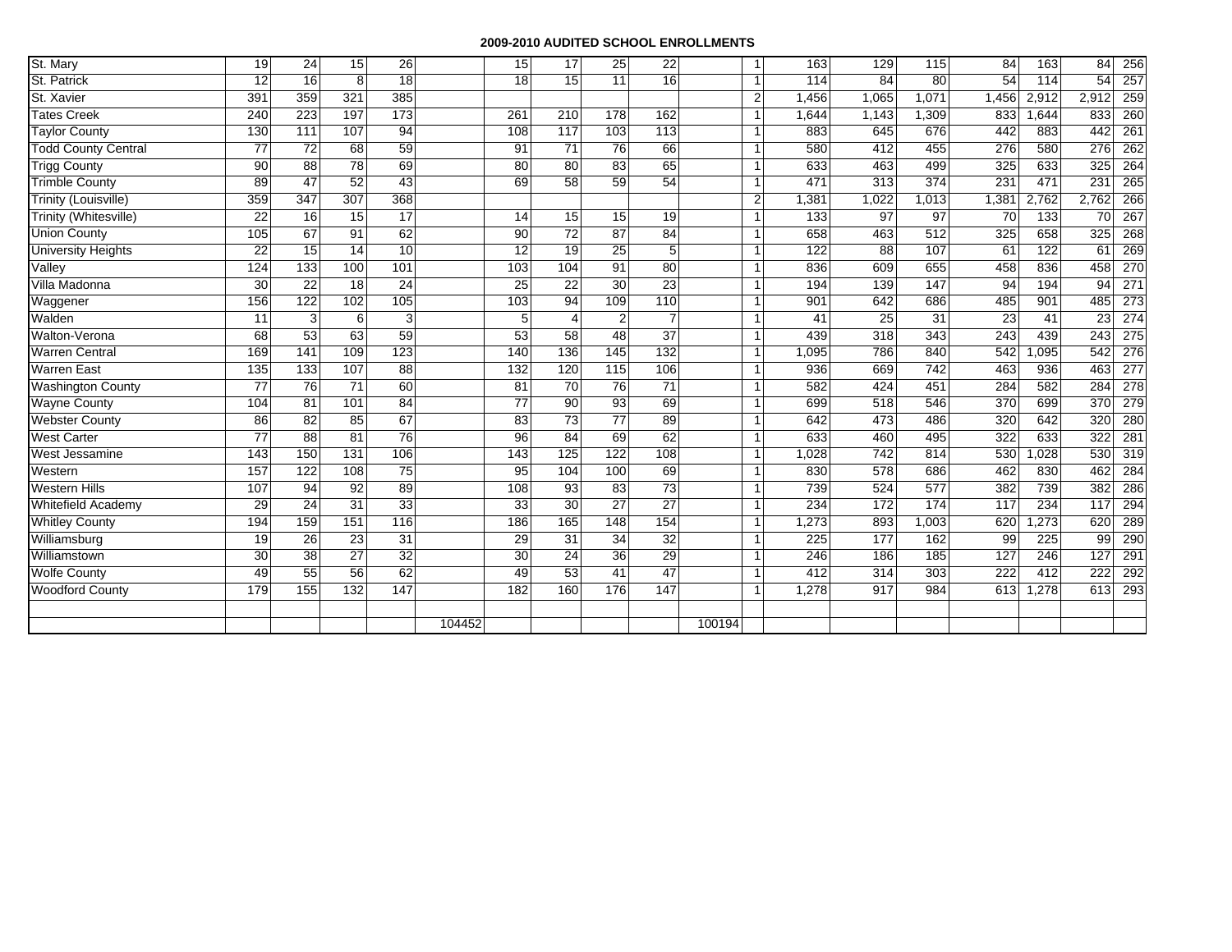## 2009-2010 AUDITED SCHOOL ENROLLMENTS

| | | | | | | | | | | | | | | | | | | | |
|---|---|---|---|---|---|---|---|---|---|---|---|---|---|---|---|---|---|---|---|
| St. Mary | 19 | 24 | 15 | 26 | | 15 | 17 | 25 | 22 | | 1 | 163 | 129 | 115 | 84 | 163 | 84 | 256 |
| St. Patrick | 12 | 16 | 8 | 18 | | 18 | 15 | 11 | 16 | | 1 | 114 | 84 | 80 | 54 | 114 | 54 | 257 |
| St. Xavier | 391 | 359 | 321 | 385 | | | | | | | 2 | 1,456 | 1,065 | 1,071 | 1,456 | 2,912 | 2,912 | 259 |
| Tates Creek | 240 | 223 | 197 | 173 | | 261 | 210 | 178 | 162 | | 1 | 1,644 | 1,143 | 1,309 | 833 | 1,644 | 833 | 260 |
| Taylor County | 130 | 111 | 107 | 94 | | 108 | 117 | 103 | 113 | | 1 | 883 | 645 | 676 | 442 | 883 | 442 | 261 |
| Todd County Central | 77 | 72 | 68 | 59 | | 91 | 71 | 76 | 66 | | 1 | 580 | 412 | 455 | 276 | 580 | 276 | 262 |
| Trigg County | 90 | 88 | 78 | 69 | | 80 | 80 | 83 | 65 | | 1 | 633 | 463 | 499 | 325 | 633 | 325 | 264 |
| Trimble County | 89 | 47 | 52 | 43 | | 69 | 58 | 59 | 54 | | 1 | 471 | 313 | 374 | 231 | 471 | 231 | 265 |
| Trinity (Louisville) | 359 | 347 | 307 | 368 | | | | | | | 2 | 1,381 | 1,022 | 1,013 | 1,381 | 2,762 | 2,762 | 266 |
| Trinity (Whitesville) | 22 | 16 | 15 | 17 | | 14 | 15 | 15 | 19 | | 1 | 133 | 97 | 97 | 70 | 133 | 70 | 267 |
| Union County | 105 | 67 | 91 | 62 | | 90 | 72 | 87 | 84 | | 1 | 658 | 463 | 512 | 325 | 658 | 325 | 268 |
| University Heights | 22 | 15 | 14 | 10 | | 12 | 19 | 25 | 5 | | 1 | 122 | 88 | 107 | 61 | 122 | 61 | 269 |
| Valley | 124 | 133 | 100 | 101 | | 103 | 104 | 91 | 80 | | 1 | 836 | 609 | 655 | 458 | 836 | 458 | 270 |
| Villa Madonna | 30 | 22 | 18 | 24 | | 25 | 22 | 30 | 23 | | 1 | 194 | 139 | 147 | 94 | 194 | 94 | 271 |
| Waggener | 156 | 122 | 102 | 105 | | 103 | 94 | 109 | 110 | | 1 | 901 | 642 | 686 | 485 | 901 | 485 | 273 |
| Walden | 11 | 3 | 6 | 3 | | 5 | 4 | 2 | 7 | | 1 | 41 | 25 | 31 | 23 | 41 | 23 | 274 |
| Walton-Verona | 68 | 53 | 63 | 59 | | 53 | 58 | 48 | 37 | | 1 | 439 | 318 | 343 | 243 | 439 | 243 | 275 |
| Warren Central | 169 | 141 | 109 | 123 | | 140 | 136 | 145 | 132 | | 1 | 1,095 | 786 | 840 | 542 | 1,095 | 542 | 276 |
| Warren East | 135 | 133 | 107 | 88 | | 132 | 120 | 115 | 106 | | 1 | 936 | 669 | 742 | 463 | 936 | 463 | 277 |
| Washington County | 77 | 76 | 71 | 60 | | 81 | 70 | 76 | 71 | | 1 | 582 | 424 | 451 | 284 | 582 | 284 | 278 |
| Wayne County | 104 | 81 | 101 | 84 | | 77 | 90 | 93 | 69 | | 1 | 699 | 518 | 546 | 370 | 699 | 370 | 279 |
| Webster County | 86 | 82 | 85 | 67 | | 83 | 73 | 77 | 89 | | 1 | 642 | 473 | 486 | 320 | 642 | 320 | 280 |
| West Carter | 77 | 88 | 81 | 76 | | 96 | 84 | 69 | 62 | | 1 | 633 | 460 | 495 | 322 | 633 | 322 | 281 |
| West Jessamine | 143 | 150 | 131 | 106 | | 143 | 125 | 122 | 108 | | 1 | 1,028 | 742 | 814 | 530 | 1,028 | 530 | 319 |
| Western | 157 | 122 | 108 | 75 | | 95 | 104 | 100 | 69 | | 1 | 830 | 578 | 686 | 462 | 830 | 462 | 284 |
| Western Hills | 107 | 94 | 92 | 89 | | 108 | 93 | 83 | 73 | | 1 | 739 | 524 | 577 | 382 | 739 | 382 | 286 |
| Whitefield Academy | 29 | 24 | 31 | 33 | | 33 | 30 | 27 | 27 | | 1 | 234 | 172 | 174 | 117 | 234 | 117 | 294 |
| Whitley County | 194 | 159 | 151 | 116 | | 186 | 165 | 148 | 154 | | 1 | 1,273 | 893 | 1,003 | 620 | 1,273 | 620 | 289 |
| Williamsburg | 19 | 26 | 23 | 31 | | 29 | 31 | 34 | 32 | | 1 | 225 | 177 | 162 | 99 | 225 | 99 | 290 |
| Williamstown | 30 | 38 | 27 | 32 | | 30 | 24 | 36 | 29 | | 1 | 246 | 186 | 185 | 127 | 246 | 127 | 291 |
| Wolfe County | 49 | 55 | 56 | 62 | | 49 | 53 | 41 | 47 | | 1 | 412 | 314 | 303 | 222 | 412 | 222 | 292 |
| Woodford County | 179 | 155 | 132 | 147 | | 182 | 160 | 176 | 147 | | 1 | 1,278 | 917 | 984 | 613 | 1,278 | 613 | 293 |
| | | | | | | | | | | | | | | | | | | |
| | | | | | 104452 | | | | | 100194 | | | | | | | | |